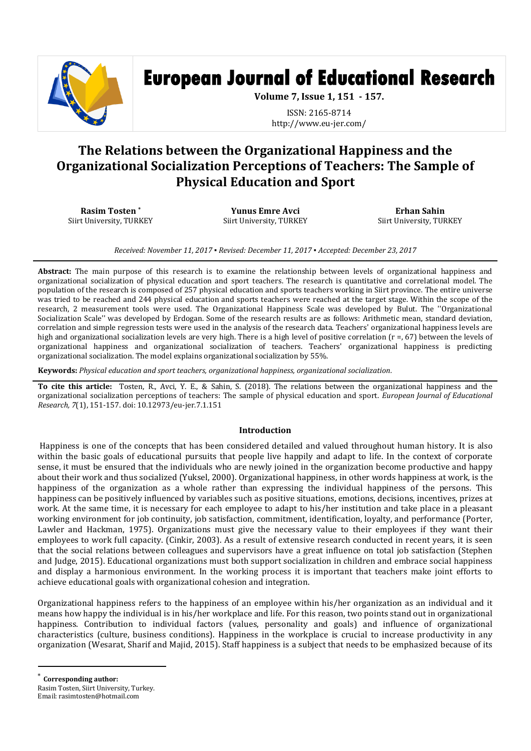# European Journal of Educational Research

**Volume 7, Issue 1, 151 - 157.**

ISSN: 2165-8714
http://www.eu-jer.com/

# The Relations between the Organizational Happiness and the Organizational Socialization Perceptions of Teachers: The Sample of Physical Education and Sport

**Rasim Tosten** [*]
Siirt University, TURKEY

**Yunus Emre Avci**
Siirt University, TURKEY

**Erhan Sahin**
Siirt University, TURKEY

*Received: November 11, 2017 ▪ Revised: December 11, 2017 ▪ Accepted: December 23, 2017*

**Abstract:** The main purpose of this research is to examine the relationship between levels of organizational happiness and organizational socialization of physical education and sport teachers. The research is quantitative and correlational model. The population of the research is composed of 257 physical education and sports teachers working in Siirt province. The entire universe was tried to be reached and 244 physical education and sports teachers were reached at the target stage. Within the scope of the research, 2 measurement tools were used. The Organizational Happiness Scale was developed by Bulut. The ''Organizational Socialization Scale'' was developed by Erdogan. Some of the research results are as follows: Arithmetic mean, standard deviation, correlation and simple regression tests were used in the analysis of the research data. Teachers' organizational happiness levels are high and organizational socialization levels are very high. There is a high level of positive correlation (r =, 67) between the levels of organizational happiness and organizational socialization of teachers. Teachers' organizational happiness is predicting organizational socialization. The model explains organizational socialization by 55%.

**Keywords:** *Physical education and sport teachers, organizational happiness, organizational socialization.*

**To cite this article:** Tosten, R., Avci, Y. E., & Sahin, S. (2018). The relations between the organizational happiness and the organizational socialization perceptions of teachers: The sample of physical education and sport. *European Journal of Educational Research, 7*(1), 151-157. doi: 10.12973/eu-jer.7.1.151

## Introduction

Happiness is one of the concepts that has been considered detailed and valued throughout human history. It is also within the basic goals of educational pursuits that people live happily and adapt to life. In the context of corporate sense, it must be ensured that the individuals who are newly joined in the organization become productive and happy about their work and thus socialized (Yuksel, 2000). Organizational happiness, in other words happiness at work, is the happiness of the organization as a whole rather than expressing the individual happiness of the persons. This happiness can be positively influenced by variables such as positive situations, emotions, decisions, incentives, prizes at work. At the same time, it is necessary for each employee to adapt to his/her institution and take place in a pleasant working environment for job continuity, job satisfaction, commitment, identification, loyalty, and performance (Porter, Lawler and Hackman, 1975). Organizations must give the necessary value to their employees if they want their employees to work full capacity. (Cinkir, 2003). As a result of extensive research conducted in recent years, it is seen that the social relations between colleagues and supervisors have a great influence on total job satisfaction (Stephen and Judge, 2015). Educational organizations must both support socialization in children and embrace social happiness and display a harmonious environment. In the working process it is important that teachers make joint efforts to achieve educational goals with organizational cohesion and integration.

Organizational happiness refers to the happiness of an employee within his/her organization as an individual and it means how happy the individual is in his/her workplace and life. For this reason, two points stand out in organizational happiness. Contribution to individual factors (values, personality and goals) and influence of organizational characteristics (culture, business conditions). Happiness in the workplace is crucial to increase productivity in any organization (Wesarat, Sharif and Majid, 2015). Staff happiness is a subject that needs to be emphasized because of its

---

[*] **Corresponding author:**
Rasim Tosten, Siirt University, Turkey.
Email: rasimtosten@hotmail.com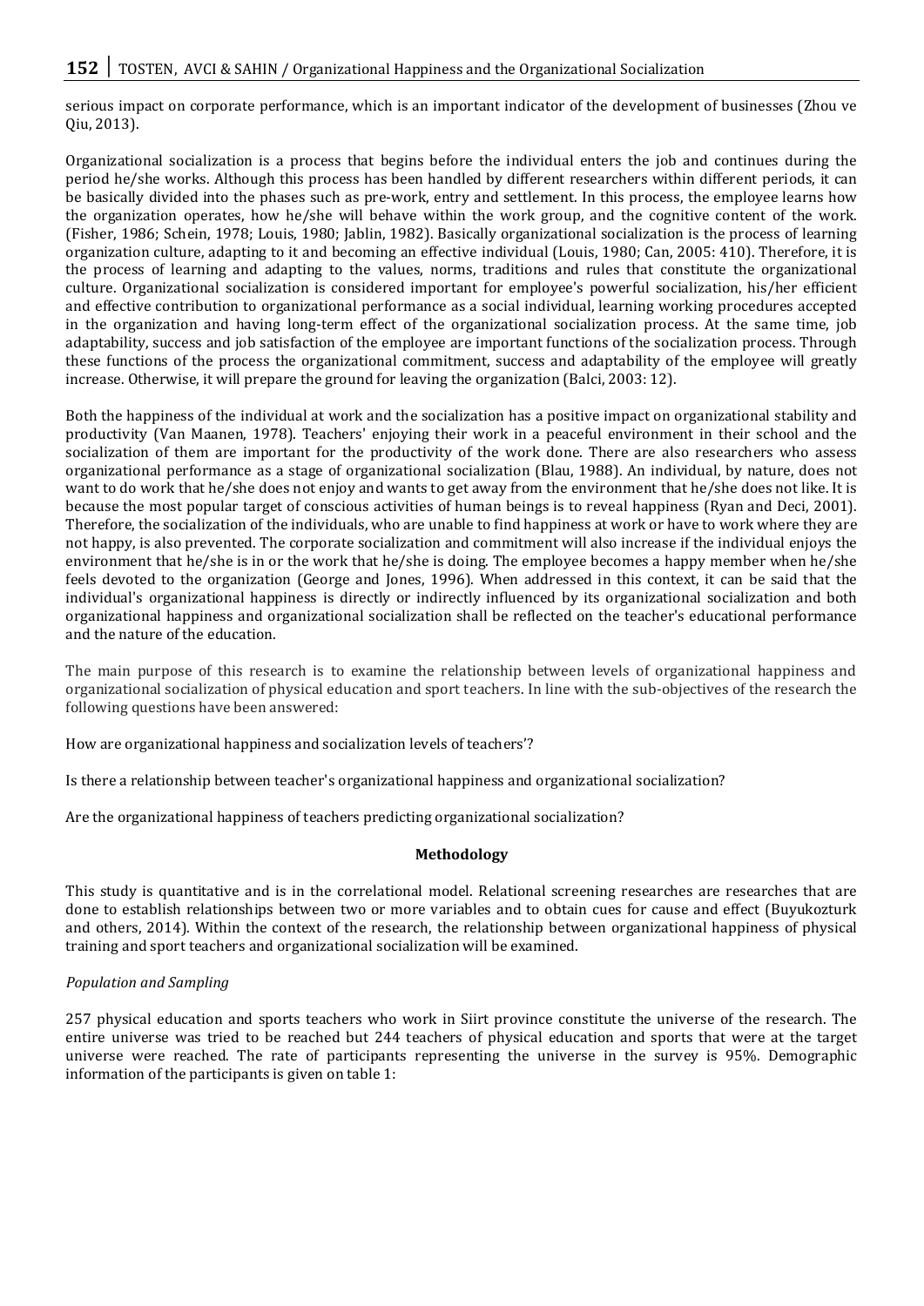serious impact on corporate performance, which is an important indicator of the development of businesses (Zhou ve Qiu, 2013).

Organizational socialization is a process that begins before the individual enters the job and continues during the period he/she works. Although this process has been handled by different researchers within different periods, it can be basically divided into the phases such as pre-work, entry and settlement. In this process, the employee learns how the organization operates, how he/she will behave within the work group, and the cognitive content of the work. (Fisher, 1986; Schein, 1978; Louis, 1980; Jablin, 1982). Basically organizational socialization is the process of learning organization culture, adapting to it and becoming an effective individual (Louis, 1980; Can, 2005: 410). Therefore, it is the process of learning and adapting to the values, norms, traditions and rules that constitute the organizational culture. Organizational socialization is considered important for employee's powerful socialization, his/her efficient and effective contribution to organizational performance as a social individual, learning working procedures accepted in the organization and having long-term effect of the organizational socialization process. At the same time, job adaptability, success and job satisfaction of the employee are important functions of the socialization process. Through these functions of the process the organizational commitment, success and adaptability of the employee will greatly increase. Otherwise, it will prepare the ground for leaving the organization (Balci, 2003: 12).

Both the happiness of the individual at work and the socialization has a positive impact on organizational stability and productivity (Van Maanen, 1978). Teachers' enjoying their work in a peaceful environment in their school and the socialization of them are important for the productivity of the work done. There are also researchers who assess organizational performance as a stage of organizational socialization (Blau, 1988). An individual, by nature, does not want to do work that he/she does not enjoy and wants to get away from the environment that he/she does not like. It is because the most popular target of conscious activities of human beings is to reveal happiness (Ryan and Deci, 2001). Therefore, the socialization of the individuals, who are unable to find happiness at work or have to work where they are not happy, is also prevented. The corporate socialization and commitment will also increase if the individual enjoys the environment that he/she is in or the work that he/she is doing. The employee becomes a happy member when he/she feels devoted to the organization (George and Jones, 1996). When addressed in this context, it can be said that the individual's organizational happiness is directly or indirectly influenced by its organizational socialization and both organizational happiness and organizational socialization shall be reflected on the teacher's educational performance and the nature of the education.

The main purpose of this research is to examine the relationship between levels of organizational happiness and organizational socialization of physical education and sport teachers. In line with the sub-objectives of the research the following questions have been answered:

How are organizational happiness and socialization levels of teachers'?

Is there a relationship between teacher's organizational happiness and organizational socialization?

Are the organizational happiness of teachers predicting organizational socialization?

## Methodology

This study is quantitative and is in the correlational model. Relational screening researches are researches that are done to establish relationships between two or more variables and to obtain cues for cause and effect (Buyukozturk and others, 2014). Within the context of the research, the relationship between organizational happiness of physical training and sport teachers and organizational socialization will be examined.

### *Population and Sampling*

257 physical education and sports teachers who work in Siirt province constitute the universe of the research. The entire universe was tried to be reached but 244 teachers of physical education and sports that were at the target universe were reached. The rate of participants representing the universe in the survey is 95%. Demographic information of the participants is given on table 1: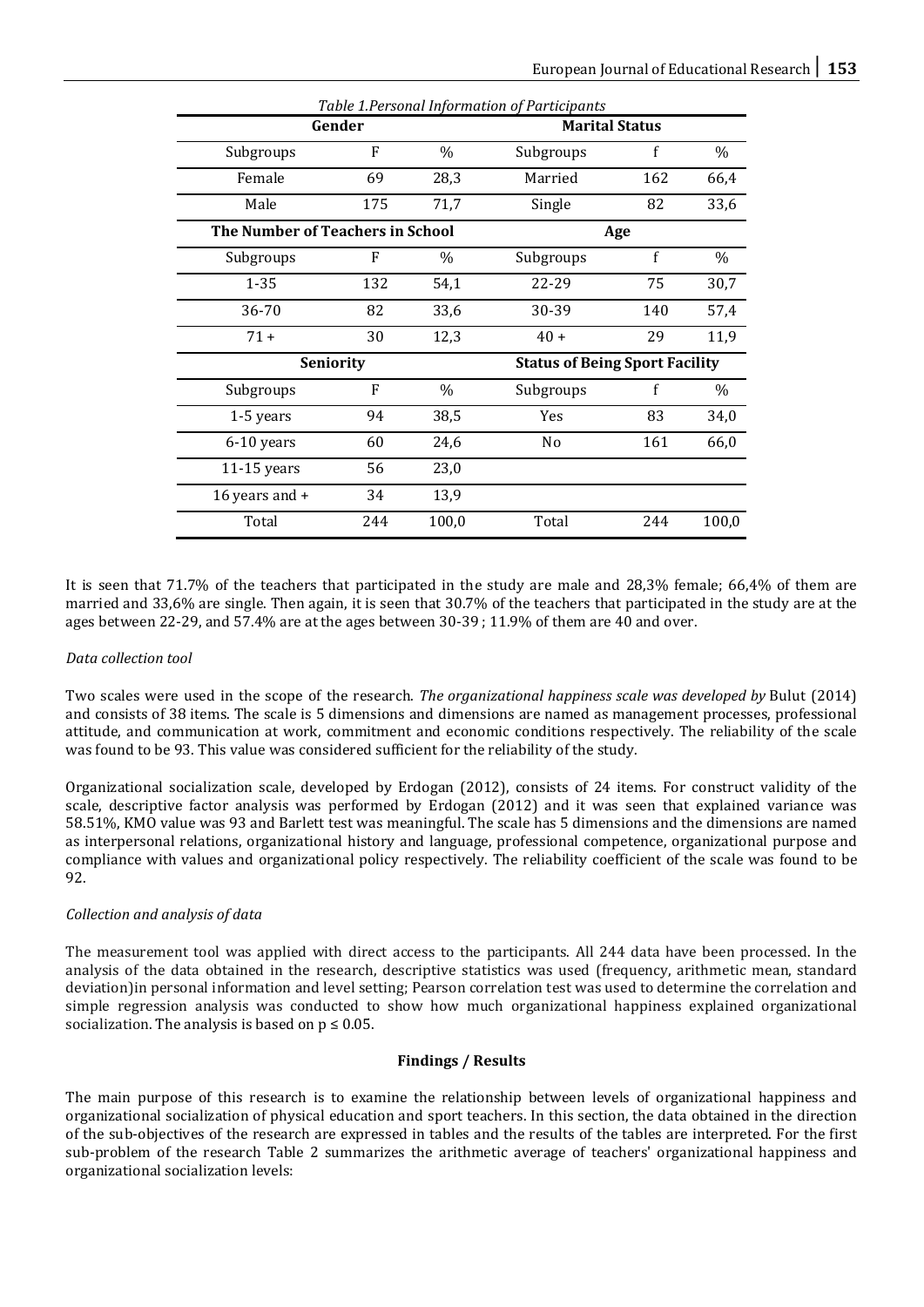*Table 1.Personal Information of Participants*

| Gender | | | Marital Status | | |
|---|---|---|---|---|---|
| Subgroups | F | % | Subgroups | f | % |
| Female | 69 | 28,3 | Married | 162 | 66,4 |
| Male | 175 | 71,7 | Single | 82 | 33,6 |
| **The Number of Teachers in School** | | | **Age** | | |
| Subgroups | F | % | Subgroups | f | % |
| 1-35 | 132 | 54,1 | 22-29 | 75 | 30,7 |
| 36-70 | 82 | 33,6 | 30-39 | 140 | 57,4 |
| 71 + | 30 | 12,3 | 40 + | 29 | 11,9 |
| **Seniority** | | | **Status of Being Sport Facility** | | |
| Subgroups | F | % | Subgroups | f | % |
| 1-5 years | 94 | 38,5 | Yes | 83 | 34,0 |
| 6-10 years | 60 | 24,6 | No | 161 | 66,0 |
| 11-15 years | 56 | 23,0 | | | |
| 16 years and + | 34 | 13,9 | | | |
| Total | 244 | 100,0 | Total | 244 | 100,0 |

It is seen that 71.7% of the teachers that participated in the study are male and 28,3% female; 66,4% of them are married and 33,6% are single. Then again, it is seen that 30.7% of the teachers that participated in the study are at the ages between 22-29, and 57.4% are at the ages between 30-39 ; 11.9% of them are 40 and over.

*Data collection tool*

Two scales were used in the scope of the research. *The organizational happiness scale was developed by* Bulut (2014) and consists of 38 items. The scale is 5 dimensions and dimensions are named as management processes, professional attitude, and communication at work, commitment and economic conditions respectively. The reliability of the scale was found to be 93. This value was considered sufficient for the reliability of the study.

Organizational socialization scale, developed by Erdogan (2012), consists of 24 items. For construct validity of the scale, descriptive factor analysis was performed by Erdogan (2012) and it was seen that explained variance was 58.51%, KMO value was 93 and Barlett test was meaningful. The scale has 5 dimensions and the dimensions are named as interpersonal relations, organizational history and language, professional competence, organizational purpose and compliance with values and organizational policy respectively. The reliability coefficient of the scale was found to be 92.

*Collection and analysis of data*

The measurement tool was applied with direct access to the participants. All 244 data have been processed. In the analysis of the data obtained in the research, descriptive statistics was used (frequency, arithmetic mean, standard deviation)in personal information and level setting; Pearson correlation test was used to determine the correlation and simple regression analysis was conducted to show how much organizational happiness explained organizational socialization. The analysis is based on $p \leq 0.05$.

## Findings / Results

The main purpose of this research is to examine the relationship between levels of organizational happiness and organizational socialization of physical education and sport teachers. In this section, the data obtained in the direction of the sub-objectives of the research are expressed in tables and the results of the tables are interpreted. For the first sub-problem of the research Table 2 summarizes the arithmetic average of teachers' organizational happiness and organizational socialization levels: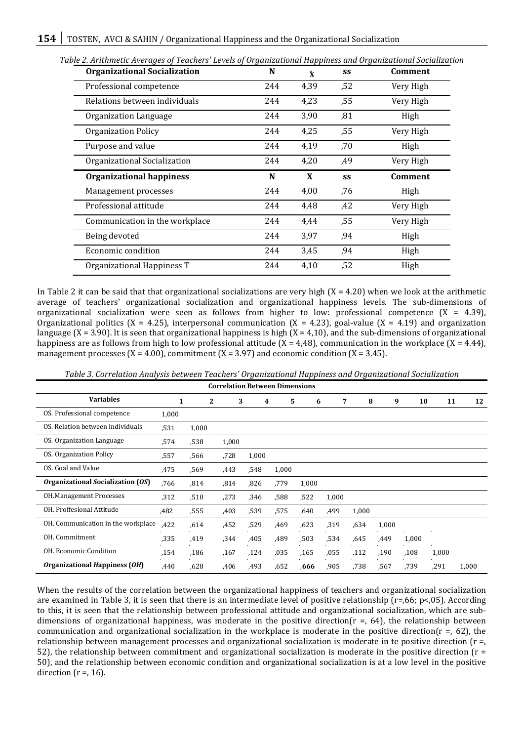*Table 2. Arithmetic Averages of Teachers' Levels of Organizational Happiness and Organizational Socialization*

| **Organizational Socialization** | **N** | **$\bar{x}$** | **ss** | **Comment** |
|---|---|---|---|---|
| Professional competence | 244 | 4,39 | ,52 | Very High |
| Relations between individuals | 244 | 4,23 | ,55 | Very High |
| Organization Language | 244 | 3,90 | ,81 | High |
| Organization Policy | 244 | 4,25 | ,55 | Very High |
| Purpose and value | 244 | 4,19 | ,70 | High |
| Organizational Socialization | 244 | 4,20 | ,49 | Very High |
| **Organizational happiness** | **N** | **X** | **ss** | **Comment** |
| Management processes | 244 | 4,00 | ,76 | High |
| Professional attitude | 244 | 4,48 | ,42 | Very High |
| Communication in the workplace | 244 | 4,44 | ,55 | Very High |
| Being devoted | 244 | 3,97 | ,94 | High |
| Economic condition | 244 | 3,45 | ,94 | High |
| Organizational Happiness T | 244 | 4,10 | ,52 | High |

In Table 2 it can be said that that organizational socializations are very high (X = 4.20) when we look at the arithmetic average of teachers' organizational socialization and organizational happiness levels. The sub-dimensions of organizational socialization were seen as follows from higher to low: professional competence (X = 4.39), Organizational politics (X = 4.25), interpersonal communication (X = 4.23), goal-value (X = 4.19) and organization language (X = 3.90). It is seen that organizational happiness is high (X = 4,10), and the sub-dimensions of organizational happiness are as follows from high to low professional attitude (X = 4,48), communication in the workplace (X = 4.44), management processes (X = 4.00), commitment (X = 3.97) and economic condition (X = 3.45).

*Table 3. Correlation Analysis between Teachers' Organizational Happiness and Organizational Socialization*

| **Variables** | **1** | **2** | **3** | **4** | **5** | **6** | **7** | **8** | **9** | **10** | **11** | **12** |
|---|---|---|---|---|---|---|---|---|---|---|---|---|
| OS. Professional competence | 1,000 | | | | | | | | | | | |
| OS. Relation between individuals | ,531 | 1,000 | | | | | | | | | | |
| OS. Organization Language | ,574 | ,538 | 1,000 | | | | | | | | | |
| OS. Organization Policy | ,557 | ,566 | ,728 | 1,000 | | | | | | | | |
| OS. Goal and Value | ,475 | ,569 | ,443 | ,548 | 1,000 | | | | | | | |
| ***Organizational Socialization (OS)*** | ,766 | ,814 | ,814 | ,826 | ,779 | 1,000 | | | | | | |
| OH.Management Processes | ,312 | ,510 | ,273 | ,346 | ,588 | ,522 | 1,000 | | | | | |
| OH. Proffesional Attitude | ,482 | ,555 | ,403 | ,539 | ,575 | ,640 | ,499 | 1,000 | | | | |
| OH. Communication in the workplace | ,422 | ,614 | ,452 | ,529 | ,469 | ,623 | ,319 | ,634 | 1,000 | | | |
| OH. Commitment | ,335 | ,419 | ,344 | ,405 | ,489 | ,503 | ,534 | ,645 | ,449 | 1,000 | | |
| OH. Economic Condition | ,154 | ,186 | ,167 | ,124 | ,035 | ,165 | ,055 | ,112 | ,190 | ,108 | 1,000 | |
| ***Organizational Happiness (OH)*** | ,440 | ,628 | ,406 | ,493 | ,652 | **,666** | ,905 | ,738 | ,567 | ,739 | ,291 | 1,000 |

When the results of the correlation between the organizational happiness of teachers and organizational socialization are examined in Table 3, it is seen that there is an intermediate level of positive relationship (r=,66; p<,05). According to this, it is seen that the relationship between professional attitude and organizational socialization, which are sub-dimensions of organizational happiness, was moderate in the positive direction(r =, 64), the relationship between communication and organizational socialization in the workplace is moderate in the positive direction(r =, 62), the relationship between management processes and organizational socialization is moderate in te positive direction (r =, 52), the relationship between commitment and organizational socialization is moderate in the positive direction (r = 50), and the relationship between economic condition and organizational socialization is at a low level in the positive direction (r =, 16).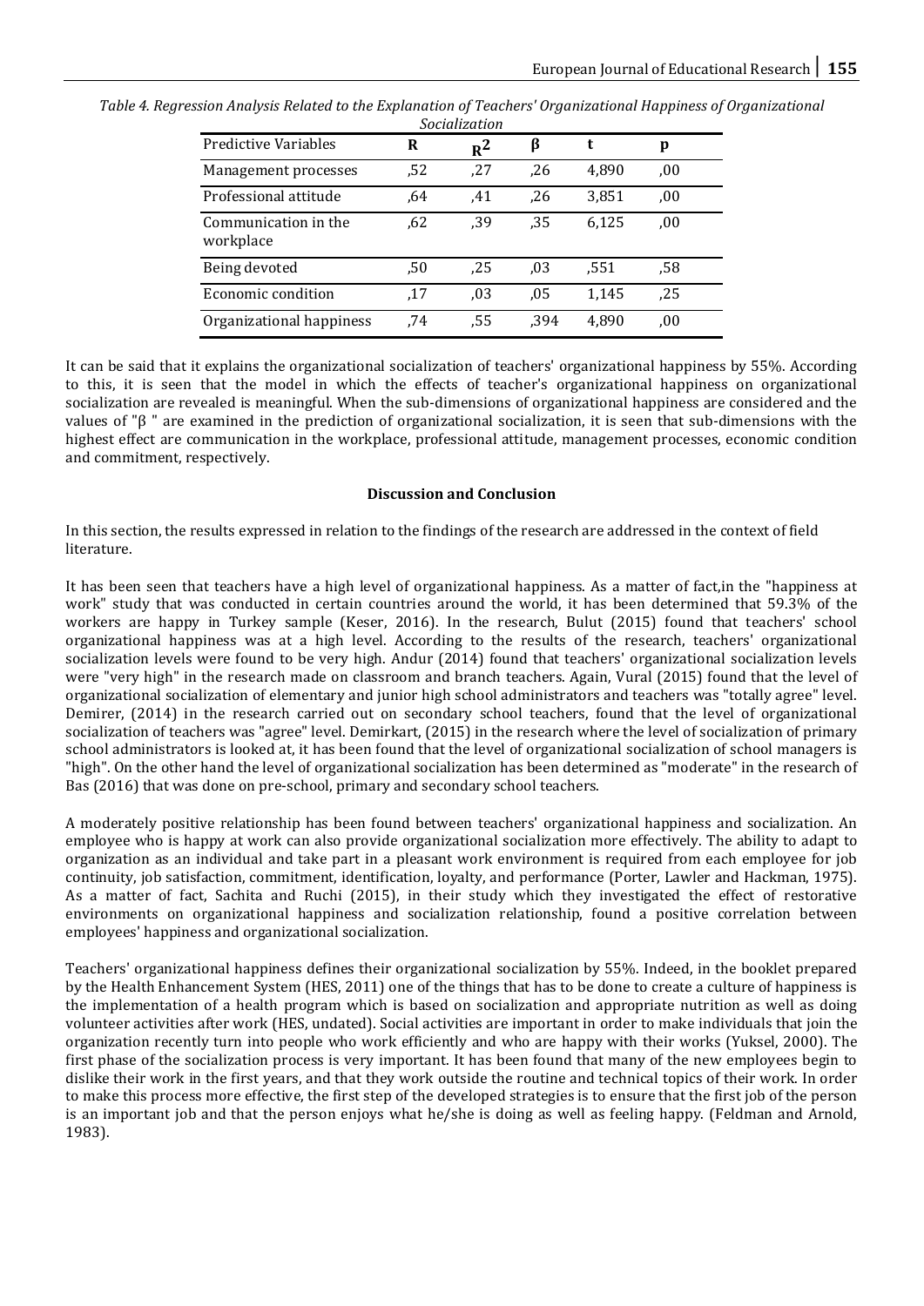*Table 4. Regression Analysis Related to the Explanation of Teachers' Organizational Happiness of Organizational Socialization*

| Predictive Variables | R | $R^2$ | β | t | p |
|---|---|---|---|---|---|
| Management processes | ,52 | ,27 | ,26 | 4,890 | ,00 |
| Professional attitude | ,64 | ,41 | ,26 | 3,851 | ,00 |
| Communication in the workplace | ,62 | ,39 | ,35 | 6,125 | ,00 |
| Being devoted | ,50 | ,25 | ,03 | ,551 | ,58 |
| Economic condition | ,17 | ,03 | ,05 | 1,145 | ,25 |
| Organizational happiness | ,74 | ,55 | ,394 | 4,890 | ,00 |

It can be said that it explains the organizational socialization of teachers' organizational happiness by 55%. According to this, it is seen that the model in which the effects of teacher's organizational happiness on organizational socialization are revealed is meaningful. When the sub-dimensions of organizational happiness are considered and the values of "β " are examined in the prediction of organizational socialization, it is seen that sub-dimensions with the highest effect are communication in the workplace, professional attitude, management processes, economic condition and commitment, respectively.

## Discussion and Conclusion

In this section, the results expressed in relation to the findings of the research are addressed in the context of field literature.

It has been seen that teachers have a high level of organizational happiness. As a matter of fact,in the "happiness at work" study that was conducted in certain countries around the world, it has been determined that 59.3% of the workers are happy in Turkey sample (Keser, 2016). In the research, Bulut (2015) found that teachers' school organizational happiness was at a high level. According to the results of the research, teachers' organizational socialization levels were found to be very high. Andur (2014) found that teachers' organizational socialization levels were "very high" in the research made on classroom and branch teachers. Again, Vural (2015) found that the level of organizational socialization of elementary and junior high school administrators and teachers was "totally agree" level. Demirer, (2014) in the research carried out on secondary school teachers, found that the level of organizational socialization of teachers was "agree" level. Demirkart, (2015) in the research where the level of socialization of primary school administrators is looked at, it has been found that the level of organizational socialization of school managers is "high". On the other hand the level of organizational socialization has been determined as "moderate" in the research of Bas (2016) that was done on pre-school, primary and secondary school teachers.

A moderately positive relationship has been found between teachers' organizational happiness and socialization. An employee who is happy at work can also provide organizational socialization more effectively. The ability to adapt to organization as an individual and take part in a pleasant work environment is required from each employee for job continuity, job satisfaction, commitment, identification, loyalty, and performance (Porter, Lawler and Hackman, 1975). As a matter of fact, Sachita and Ruchi (2015), in their study which they investigated the effect of restorative environments on organizational happiness and socialization relationship, found a positive correlation between employees' happiness and organizational socialization.

Teachers' organizational happiness defines their organizational socialization by 55%. Indeed, in the booklet prepared by the Health Enhancement System (HES, 2011) one of the things that has to be done to create a culture of happiness is the implementation of a health program which is based on socialization and appropriate nutrition as well as doing volunteer activities after work (HES, undated). Social activities are important in order to make individuals that join the organization recently turn into people who work efficiently and who are happy with their works (Yuksel, 2000). The first phase of the socialization process is very important. It has been found that many of the new employees begin to dislike their work in the first years, and that they work outside the routine and technical topics of their work. In order to make this process more effective, the first step of the developed strategies is to ensure that the first job of the person is an important job and that the person enjoys what he/she is doing as well as feeling happy. (Feldman and Arnold, 1983).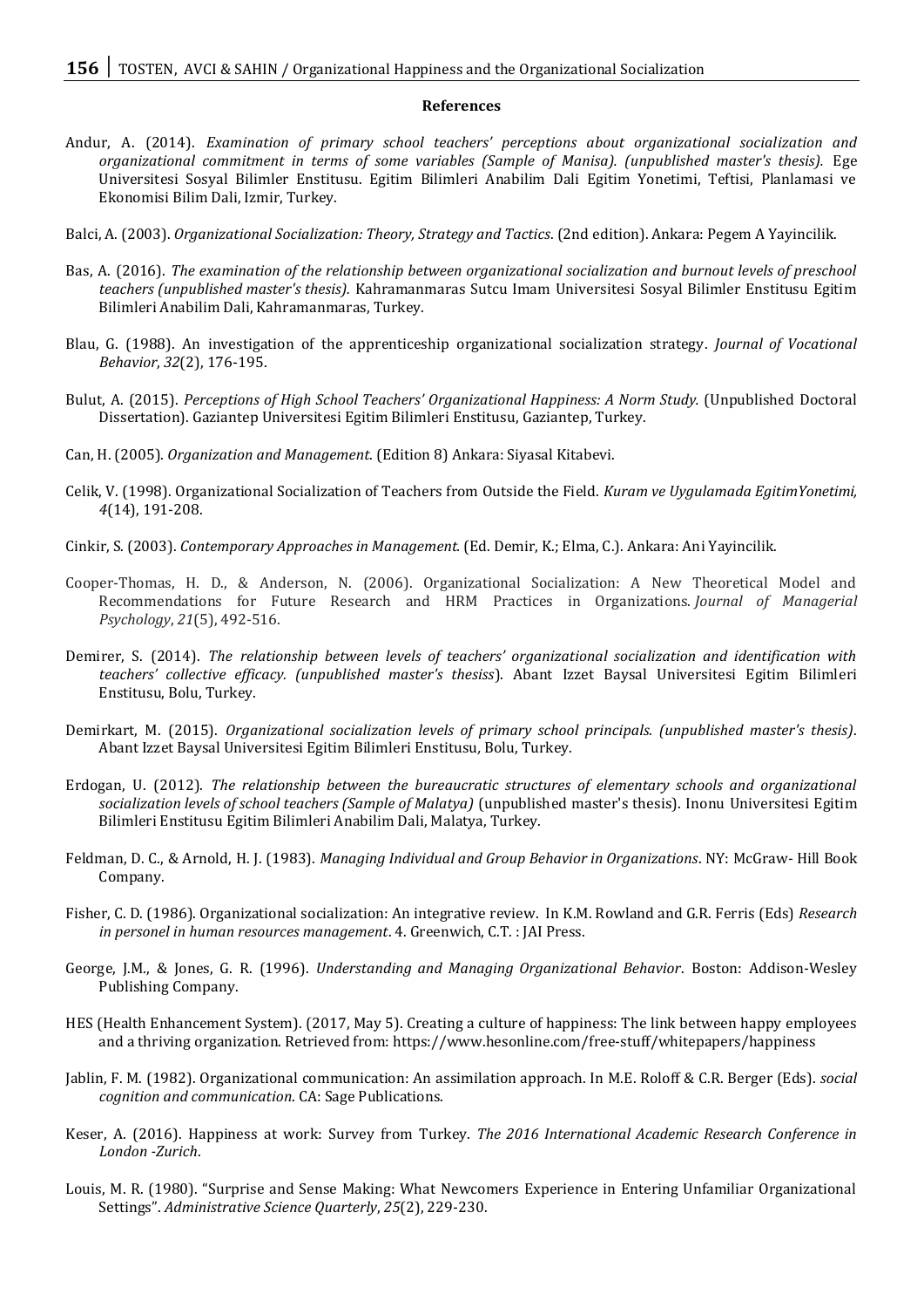**References**

Andur, A. (2014). *Examination of primary school teachers' perceptions about organizational socialization and organizational commitment in terms of some variables (Sample of Manisa). (unpublished master's thesis).* Ege Universitesi Sosyal Bilimler Enstitusu. Egitim Bilimleri Anabilim Dali Egitim Yonetimi, Teftisi, Planlamasi ve Ekonomisi Bilim Dali, Izmir, Turkey.

Balci, A. (2003). *Organizational Socialization: Theory, Strategy and Tactics*. (2nd edition). Ankara: Pegem A Yayincilik.

Bas, A. (2016). *The examination of the relationship between organizational socialization and burnout levels of preschool teachers (unpublished master's thesis).* Kahramanmaras Sutcu Imam Universitesi Sosyal Bilimler Enstitusu Egitim Bilimleri Anabilim Dali, Kahramanmaras, Turkey.

Blau, G. (1988). An investigation of the apprenticeship organizational socialization strategy. *Journal of Vocational Behavior*, *32*(2), 176-195.

Bulut, A. (2015). *Perceptions of High School Teachers' Organizational Happiness: A Norm Study.* (Unpublished Doctoral Dissertation). Gaziantep Universitesi Egitim Bilimleri Enstitusu, Gaziantep, Turkey.

Can, H. (2005). *Organization and Management*. (Edition 8) Ankara: Siyasal Kitabevi.

Celik, V. (1998). Organizational Socialization of Teachers from Outside the Field. *Kuram ve Uygulamada EgitimYonetimi, 4*(14), 191-208.

Cinkir, S. (2003). *Contemporary Approaches in Management.* (Ed. Demir, K.; Elma, C.). Ankara: Ani Yayincilik.

Cooper-Thomas, H. D., & Anderson, N. (2006). Organizational Socialization: A New Theoretical Model and Recommendations for Future Research and HRM Practices in Organizations. *Journal of Managerial Psychology*, *21*(5), 492-516.

Demirer, S. (2014). *The relationship between levels of teachers' organizational socialization and identification with teachers' collective efficacy. (unpublished master's thesiss*). Abant Izzet Baysal Universitesi Egitim Bilimleri Enstitusu, Bolu, Turkey.

Demirkart, M. (2015). *Organizational socialization levels of primary school principals. (unpublished master's thesis)*. Abant Izzet Baysal Universitesi Egitim Bilimleri Enstitusu*,* Bolu, Turkey.

Erdogan, U. (2012). *The relationship between the bureaucratic structures of elementary schools and organizational socialization levels of school teachers (Sample of Malatya)* (unpublished master's thesis). Inonu Universitesi Egitim Bilimleri Enstitusu Egitim Bilimleri Anabilim Dali, Malatya, Turkey.

Feldman, D. C., & Arnold, H. J. (1983). *Managing Individual and Group Behavior in Organizations*. NY: McGraw- Hill Book Company.

Fisher, C. D. (1986). Organizational socialization: An integrative review. In K.M. Rowland and G.R. Ferris (Eds) *Research in personel in human resources management*. 4. Greenwich, C.T. : JAI Press.

George, J.M., & Jones, G. R. (1996). *Understanding and Managing Organizational Behavior*. Boston: Addison-Wesley Publishing Company.

HES (Health Enhancement System). (2017, May 5). Creating a culture of happiness: The link between happy employees and a thriving organization. Retrieved from: https://www.hesonline.com/free-stuff/whitepapers/happiness

Jablin, F. M. (1982). Organizational communication: An assimilation approach. In M.E. Roloff & C.R. Berger (Eds). *social cognition and communication*. CA: Sage Publications.

Keser, A. (2016). Happiness at work: Survey from Turkey. *The 2016 International Academic Research Conference in London -Zurich*.

Louis, M. R. (1980). "Surprise and Sense Making: What Newcomers Experience in Entering Unfamiliar Organizational Settings". *Administrative Science Quarterly*, *25*(2), 229-230.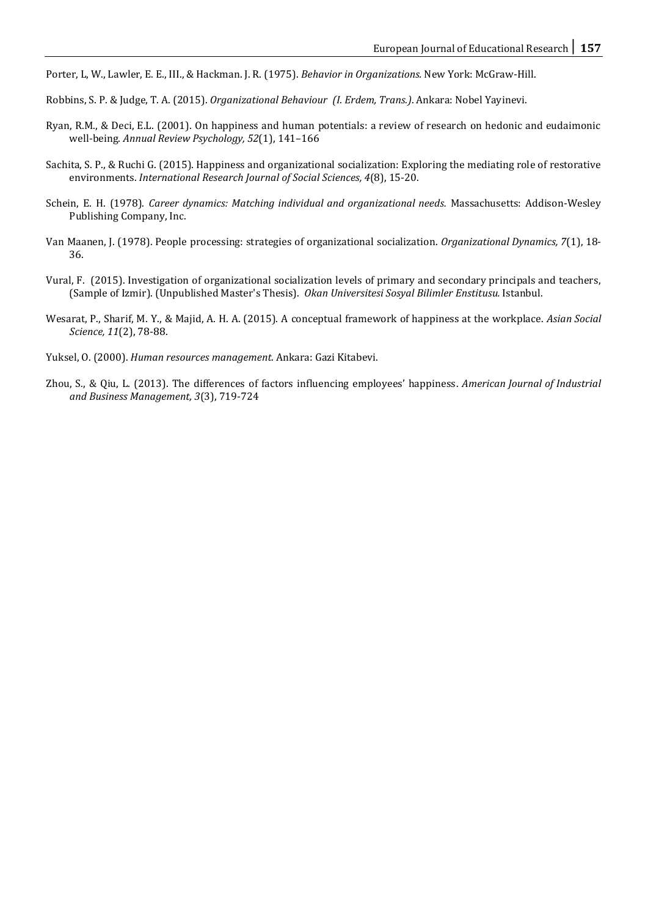Porter, L, W., Lawler, E. E., III., & Hackman. J. R. (1975). *Behavior in Organizations.* New York: McGraw-Hill.

Robbins, S. P. & Judge, T. A. (2015). *Organizational Behaviour (I. Erdem, Trans.)*. Ankara: Nobel Yayinevi.

Ryan, R.M., & Deci, E.L. (2001). On happiness and human potentials: a review of research on hedonic and eudaimonic well-being. *Annual Review Psychology, 52*(1), 141–166

Sachita, S. P., & Ruchi G. (2015). Happiness and organizational socialization: Exploring the mediating role of restorative environments. *International Research Journal of Social Sciences, 4*(8), 15-20.

Schein, E. H. (1978). *Career dynamics: Matching individual and organizational needs.* Massachusetts: Addison-Wesley Publishing Company, Inc.

Van Maanen, J. (1978). People processing: strategies of organizational socialization. *Organizational Dynamics, 7*(1), 18-36.

Vural, F. (2015). Investigation of organizational socialization levels of primary and secondary principals and teachers, (Sample of Izmir). (Unpublished Master's Thesis). *Okan Universitesi Sosyal Bilimler Enstitusu.* Istanbul.

Wesarat, P., Sharif, M. Y., & Majid, A. H. A. (2015). A conceptual framework of happiness at the workplace. *Asian Social Science, 11*(2), 78-88.

Yuksel, O. (2000). *Human resources management.* Ankara: Gazi Kitabevi.

Zhou, S., & Qiu, L. (2013). The differences of factors influencing employees' happiness. *American Journal of Industrial and Business Management, 3*(3), 719-724